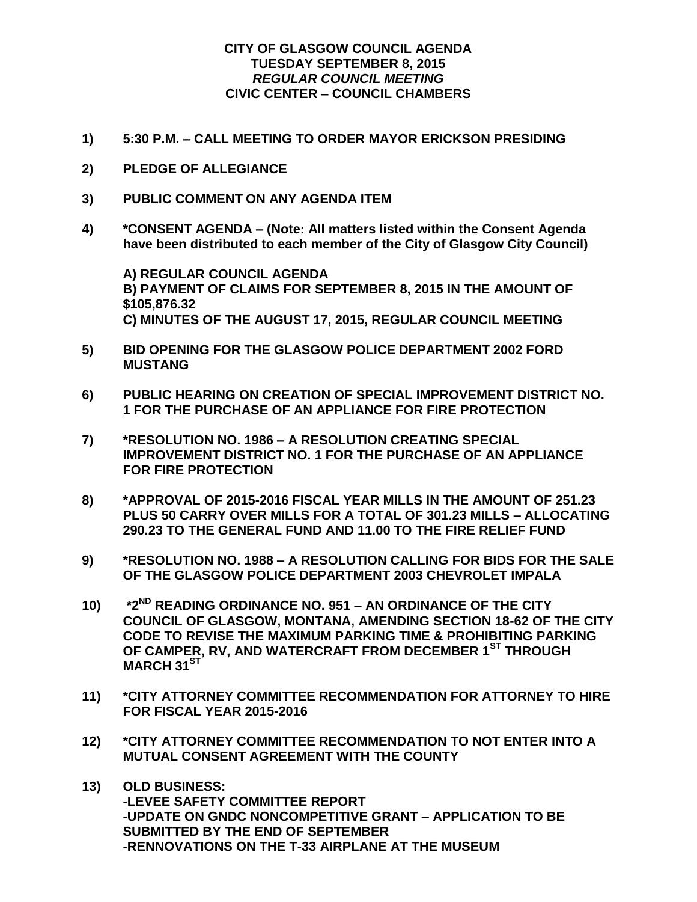**CITY OF GLASGOW COUNCIL AGENDA**
**TUESDAY SEPTEMBER 8, 2015**
***REGULAR COUNCIL MEETING***
**CIVIC CENTER – COUNCIL CHAMBERS**

**1) 5:30 P.M. – CALL MEETING TO ORDER MAYOR ERICKSON PRESIDING**

**2) PLEDGE OF ALLEGIANCE**

**3) PUBLIC COMMENT ON ANY AGENDA ITEM**

**4) *CONSENT AGENDA – (Note: All matters listed within the Consent Agenda have been distributed to each member of the City of Glasgow City Council)**

**A) REGULAR COUNCIL AGENDA**
**B) PAYMENT OF CLAIMS FOR SEPTEMBER 8, 2015 IN THE AMOUNT OF $105,876.32**
**C) MINUTES OF THE AUGUST 17, 2015, REGULAR COUNCIL MEETING**

**5) BID OPENING FOR THE GLASGOW POLICE DEPARTMENT 2002 FORD MUSTANG**

**6) PUBLIC HEARING ON CREATION OF SPECIAL IMPROVEMENT DISTRICT NO. 1 FOR THE PURCHASE OF AN APPLIANCE FOR FIRE PROTECTION**

**7) *RESOLUTION NO. 1986 – A RESOLUTION CREATING SPECIAL IMPROVEMENT DISTRICT NO. 1 FOR THE PURCHASE OF AN APPLIANCE FOR FIRE PROTECTION**

**8) *APPROVAL OF 2015-2016 FISCAL YEAR MILLS IN THE AMOUNT OF 251.23 PLUS 50 CARRY OVER MILLS FOR A TOTAL OF 301.23 MILLS – ALLOCATING 290.23 TO THE GENERAL FUND AND 11.00 TO THE FIRE RELIEF FUND**

**9) *RESOLUTION NO. 1988 – A RESOLUTION CALLING FOR BIDS FOR THE SALE OF THE GLASGOW POLICE DEPARTMENT 2003 CHEVROLET IMPALA**

**10) *2ND READING ORDINANCE NO. 951 – AN ORDINANCE OF THE CITY COUNCIL OF GLASGOW, MONTANA, AMENDING SECTION 18-62 OF THE CITY CODE TO REVISE THE MAXIMUM PARKING TIME & PROHIBITING PARKING OF CAMPER, RV, AND WATERCRAFT FROM DECEMBER 1ST THROUGH MARCH 31ST**

**11) *CITY ATTORNEY COMMITTEE RECOMMENDATION FOR ATTORNEY TO HIRE FOR FISCAL YEAR 2015-2016**

**12) *CITY ATTORNEY COMMITTEE RECOMMENDATION TO NOT ENTER INTO A MUTUAL CONSENT AGREEMENT WITH THE COUNTY**

**13) OLD BUSINESS:**
**-LEVEE SAFETY COMMITTEE REPORT**
**-UPDATE ON GNDC NONCOMPETITIVE GRANT – APPLICATION TO BE SUBMITTED BY THE END OF SEPTEMBER**
**-RENNOVATIONS ON THE T-33 AIRPLANE AT THE MUSEUM**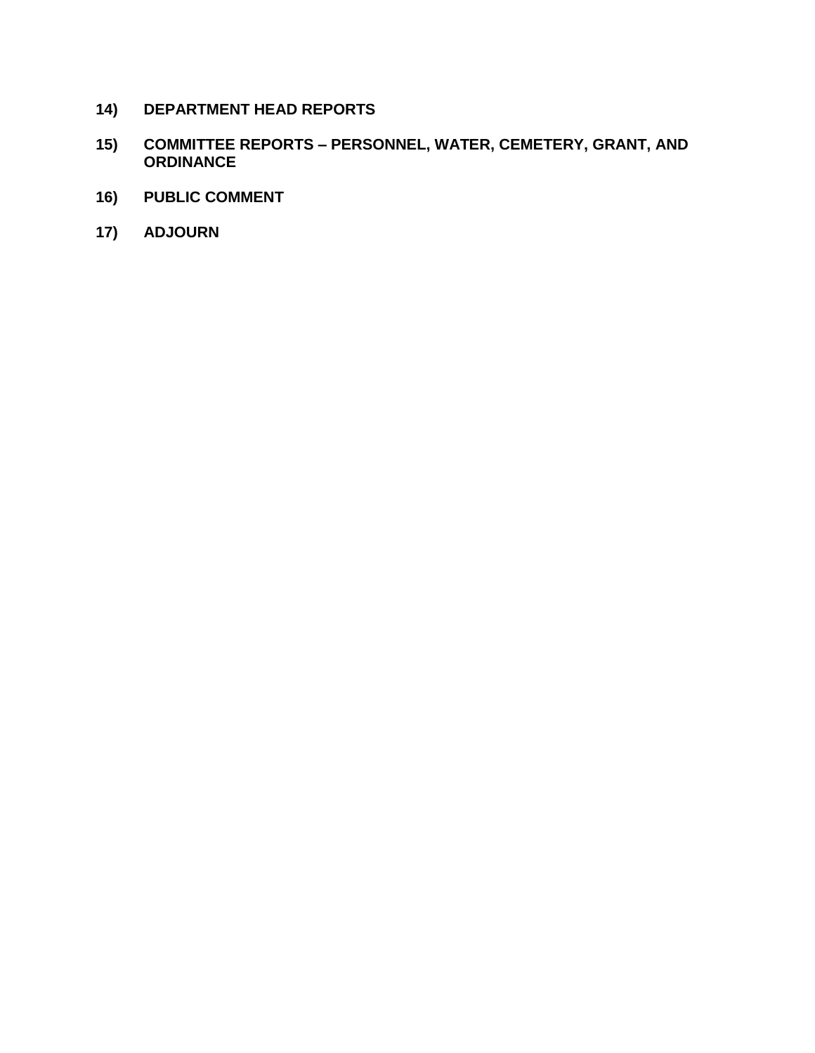**14) DEPARTMENT HEAD REPORTS**

**15) COMMITTEE REPORTS – PERSONNEL, WATER, CEMETERY, GRANT, AND ORDINANCE**

**16) PUBLIC COMMENT**

**17) ADJOURN**